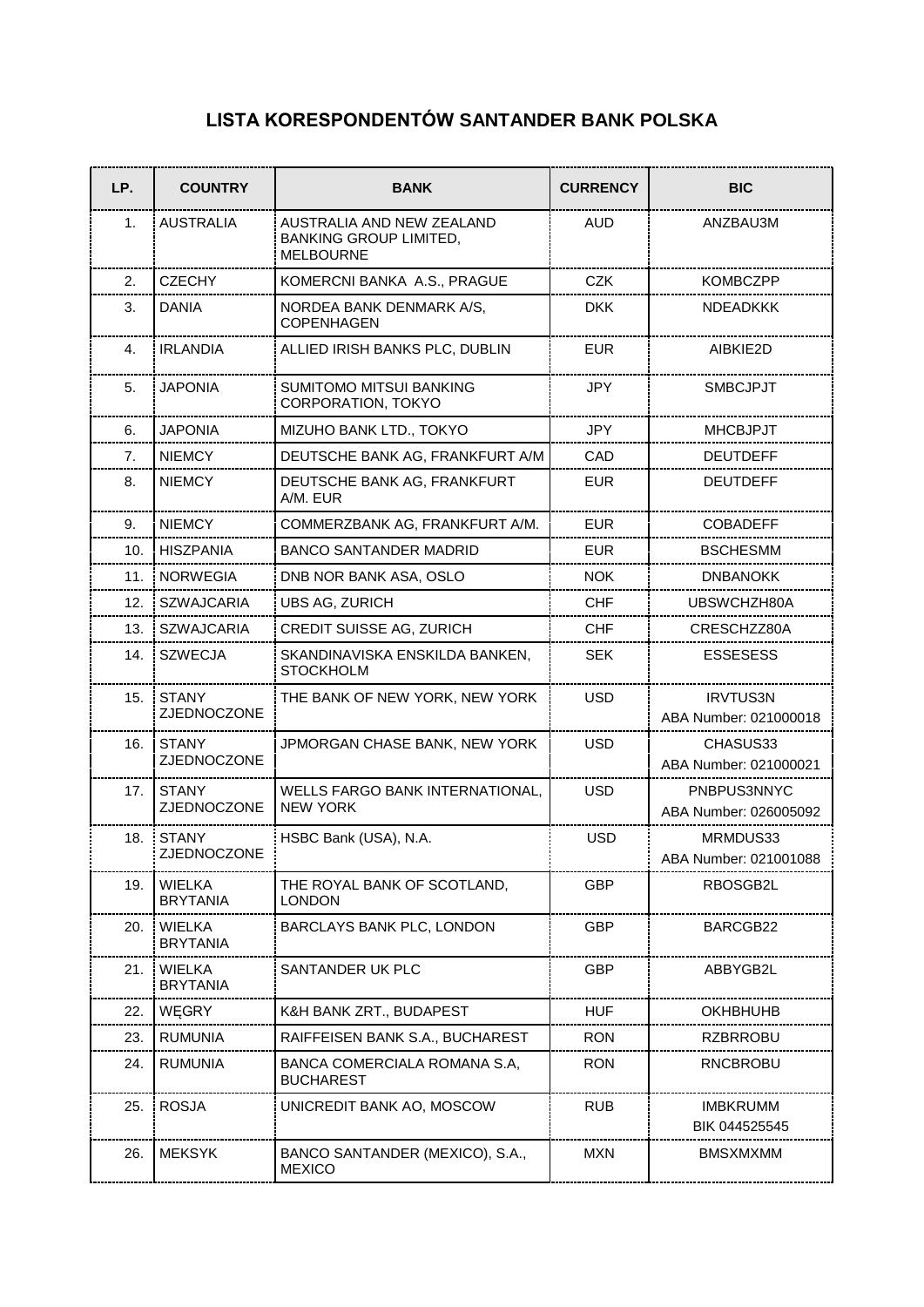# LISTA KORESPONDENTÓW SANTANDER BANK POLSKA

| LP. | COUNTRY | BANK | CURRENCY | BIC |
|---|---|---|---|---|
| 1. | AUSTRALIA | AUSTRALIA AND NEW ZEALAND BANKING GROUP LIMITED, MELBOURNE | AUD | ANZBAU3M |
| 2. | CZECHY | KOMERCNI BANKA A.S., PRAGUE | CZK | KOMBCZPP |
| 3. | DANIA | NORDEA BANK DENMARK A/S, COPENHAGEN | DKK | NDEADKKK |
| 4. | IRLANDIA | ALLIED IRISH BANKS PLC, DUBLIN | EUR | AIBKIE2D |
| 5. | JAPONIA | SUMITOMO MITSUI BANKING CORPORATION, TOKYO | JPY | SMBCJPJT |
| 6. | JAPONIA | MIZUHO BANK LTD., TOKYO | JPY | MHCBJPJT |
| 7. | NIEMCY | DEUTSCHE BANK AG, FRANKFURT A/M | CAD | DEUTDEFF |
| 8. | NIEMCY | DEUTSCHE BANK AG, FRANKFURT A/M. EUR | EUR | DEUTDEFF |
| 9. | NIEMCY | COMMERZBANK AG, FRANKFURT A/M. | EUR | COBADEFF |
| 10. | HISZPANIA | BANCO SANTANDER MADRID | EUR | BSCHESMM |
| 11. | NORWEGIA | DNB NOR BANK ASA, OSLO | NOK | DNBANOKK |
| 12. | SZWAJCARIA | UBS AG, ZURICH | CHF | UBSWCHZH80A |
| 13. | SZWAJCARIA | CREDIT SUISSE AG, ZURICH | CHF | CRESCHZZ80A |
| 14. | SZWECJA | SKANDINAVISKA ENSKILDA BANKEN, STOCKHOLM | SEK | ESSESESS |
| 15. | STANY ZJEDNOCZONE | THE BANK OF NEW YORK, NEW YORK | USD | IRVTUS3N<br>ABA Number: 021000018 |
| 16. | STANY ZJEDNOCZONE | JPMORGAN CHASE BANK, NEW YORK | USD | CHASUS33<br>ABA Number: 021000021 |
| 17. | STANY ZJEDNOCZONE | WELLS FARGO BANK INTERNATIONAL, NEW YORK | USD | PNBPUS3NNYC<br>ABA Number: 026005092 |
| 18. | STANY ZJEDNOCZONE | HSBC Bank (USA), N.A. | USD | MRMDUS33<br>ABA Number: 021001088 |
| 19. | WIELKA BRYTANIA | THE ROYAL BANK OF SCOTLAND, LONDON | GBP | RBOSGB2L |
| 20. | WIELKA BRYTANIA | BARCLAYS BANK PLC, LONDON | GBP | BARCGB22 |
| 21. | WIELKA BRYTANIA | SANTANDER UK PLC | GBP | ABBYGB2L |
| 22. | WĘGRY | K&H BANK ZRT., BUDAPEST | HUF | OKHBHUHB |
| 23. | RUMUNIA | RAIFFEISEN BANK S.A., BUCHAREST | RON | RZBRROBU |
| 24. | RUMUNIA | BANCA COMERCIALA ROMANA S.A, BUCHAREST | RON | RNCBROBU |
| 25. | ROSJA | UNICREDIT BANK AO, MOSCOW | RUB | IMBKRUMM<br>BIK 044525545 |
| 26. | MEKSYK | BANCO SANTANDER (MEXICO), S.A., MEXICO | MXN | BMSXMXMM |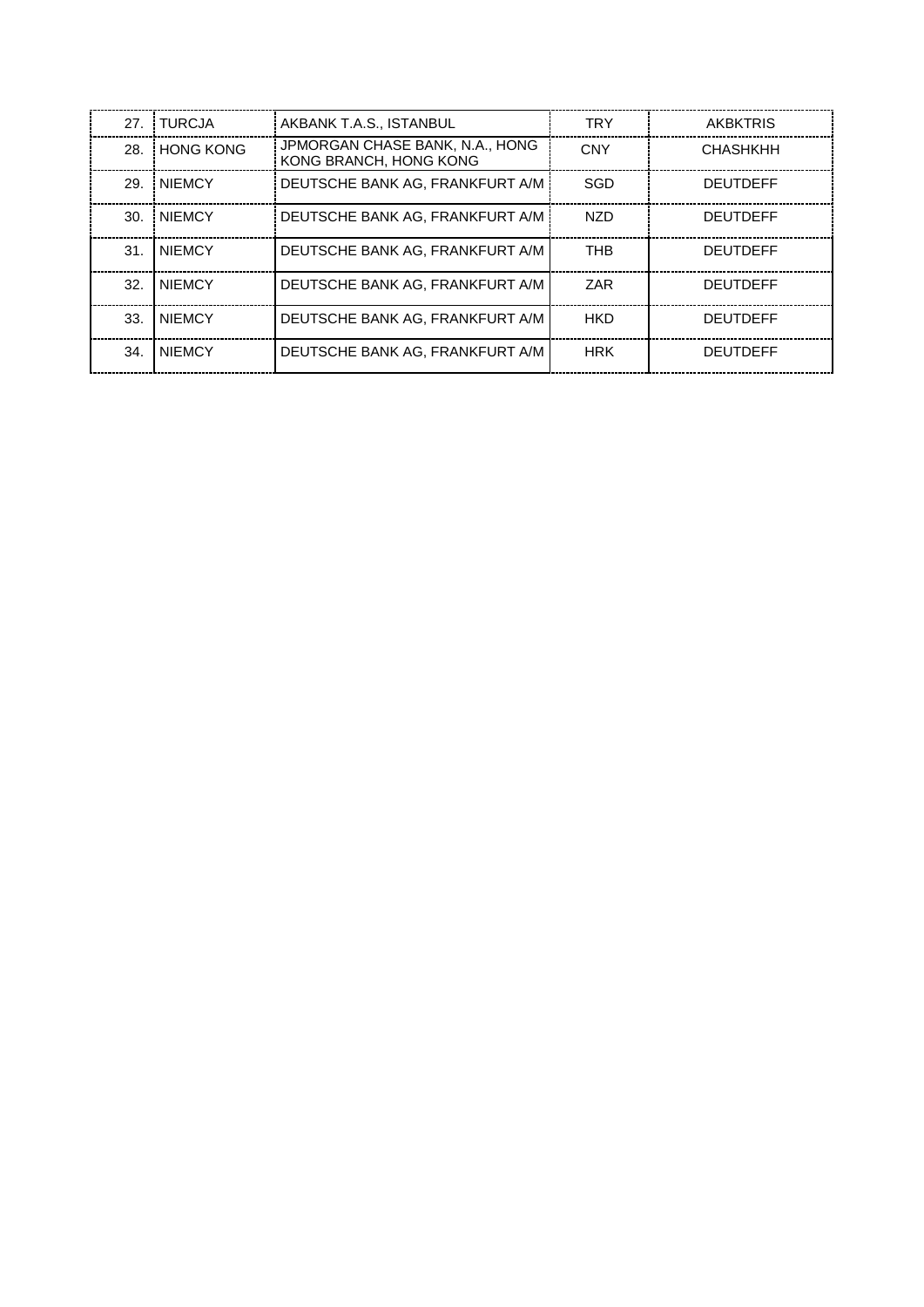| | | | | |
|---|---|---|---|---|
| 27. | TURCJA | AKBANK T.A.S., ISTANBUL | TRY | AKBKTRIS |
| 28. | HONG KONG | JPMORGAN CHASE BANK, N.A., HONG KONG BRANCH, HONG KONG | CNY | CHASHKHH |
| 29. | NIEMCY | DEUTSCHE BANK AG, FRANKFURT A/M | SGD | DEUTDEFF |
| 30. | NIEMCY | DEUTSCHE BANK AG, FRANKFURT A/M | NZD | DEUTDEFF |
| 31. | NIEMCY | DEUTSCHE BANK AG, FRANKFURT A/M | THB | DEUTDEFF |
| 32. | NIEMCY | DEUTSCHE BANK AG, FRANKFURT A/M | ZAR | DEUTDEFF |
| 33. | NIEMCY | DEUTSCHE BANK AG, FRANKFURT A/M | HKD | DEUTDEFF |
| 34. | NIEMCY | DEUTSCHE BANK AG, FRANKFURT A/M | HRK | DEUTDEFF |